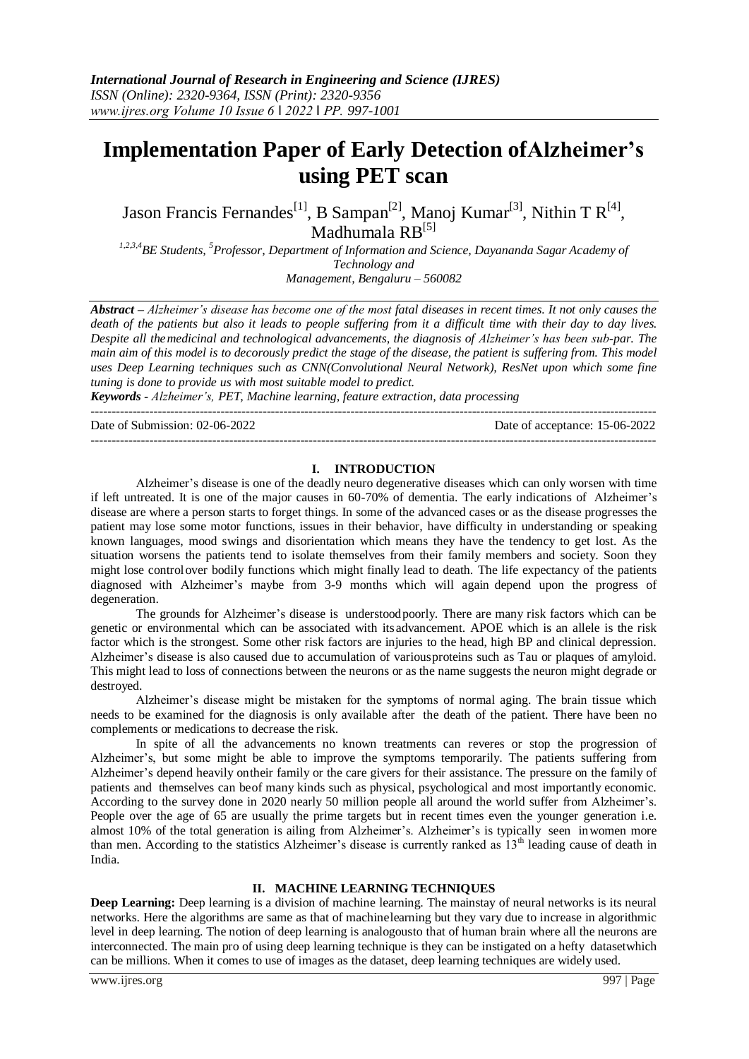# Implementation Paper of Early Detection ofAlzheimer's using PET scan

Jason Francis Fernandes[1], B Sampan[2], Manoj Kumar[3], Nithin T R[4], Madhumala RB[5]

[1,2,3,4]BE Students, [5]Professor, Department of Information and Science, Dayananda Sagar Academy of Technology and Management, Bengaluru – 560082

***Abstract –*** *Alzheimer's disease has become one of the most fatal diseases in recent times. It not only causes the death of the patients but also it leads to people suffering from it a difficult time with their day to day lives. Despite all the medicinal and technological advancements, the diagnosis of Alzheimer's has been sub-par. The main aim of this model is to decorously predict the stage of the disease, the patient is suffering from. This model uses Deep Learning techniques such as CNN(Convolutional Neural Network), ResNet upon which some fine tuning is done to provide us with most suitable model to predict.*

***Keywords -*** *Alzheimer's, PET, Machine learning, feature extraction, data processing*

Date of Submission: 02-06-2022 Date of acceptance: 15-06-2022

## I. INTRODUCTION

Alzheimer's disease is one of the deadly neuro degenerative diseases which can only worsen with time if left untreated. It is one of the major causes in 60-70% of dementia. The early indications of Alzheimer's disease are where a person starts to forget things. In some of the advanced cases or as the disease progresses the patient may lose some motor functions, issues in their behavior, have difficulty in understanding or speaking known languages, mood swings and disorientation which means they have the tendency to get lost. As the situation worsens the patients tend to isolate themselves from their family members and society. Soon they might lose controlover bodily functions which might finally lead to death. The life expectancy of the patients diagnosed with Alzheimer's maybe from 3-9 months which will again depend upon the progress of degeneration.

The grounds for Alzheimer's disease is understoodpoorly. There are many risk factors which can be genetic or environmental which can be associated with itsadvancement. APOE which is an allele is the risk factor which is the strongest. Some other risk factors are injuries to the head, high BP and clinical depression. Alzheimer's disease is also caused due to accumulation of variousproteins such as Tau or plaques of amyloid. This might lead to loss of connections between the neurons or as the name suggests the neuron might degrade or destroyed.

Alzheimer's disease might be mistaken for the symptoms of normal aging. The brain tissue which needs to be examined for the diagnosis is only available after the death of the patient. There have been no complements or medications to decrease the risk.

In spite of all the advancements no known treatments can reveres or stop the progression of Alzheimer's, but some might be able to improve the symptoms temporarily. The patients suffering from Alzheimer's depend heavily ontheir family or the care givers for their assistance. The pressure on the family of patients and themselves can beof many kinds such as physical, psychological and most importantly economic. According to the survey done in 2020 nearly 50 million people all around the world suffer from Alzheimer's. People over the age of 65 are usually the prime targets but in recent times even the younger generation i.e. almost 10% of the total generation is ailing from Alzheimer's. Alzheimer's is typically seen inwomen more than men. According to the statistics Alzheimer's disease is currently ranked as 13th leading cause of death in India.

## II. MACHINE LEARNING TECHNIQUES

**Deep Learning:** Deep learning is a division of machine learning. The mainstay of neural networks is its neural networks. Here the algorithms are same as that of machinelearning but they vary due to increase in algorithmic level in deep learning. The notion of deep learning is analogousto that of human brain where all the neurons are interconnected. The main pro of using deep learning technique is they can be instigated on a hefty datasetwhich can be millions. When it comes to use of images as the dataset, deep learning techniques are widely used.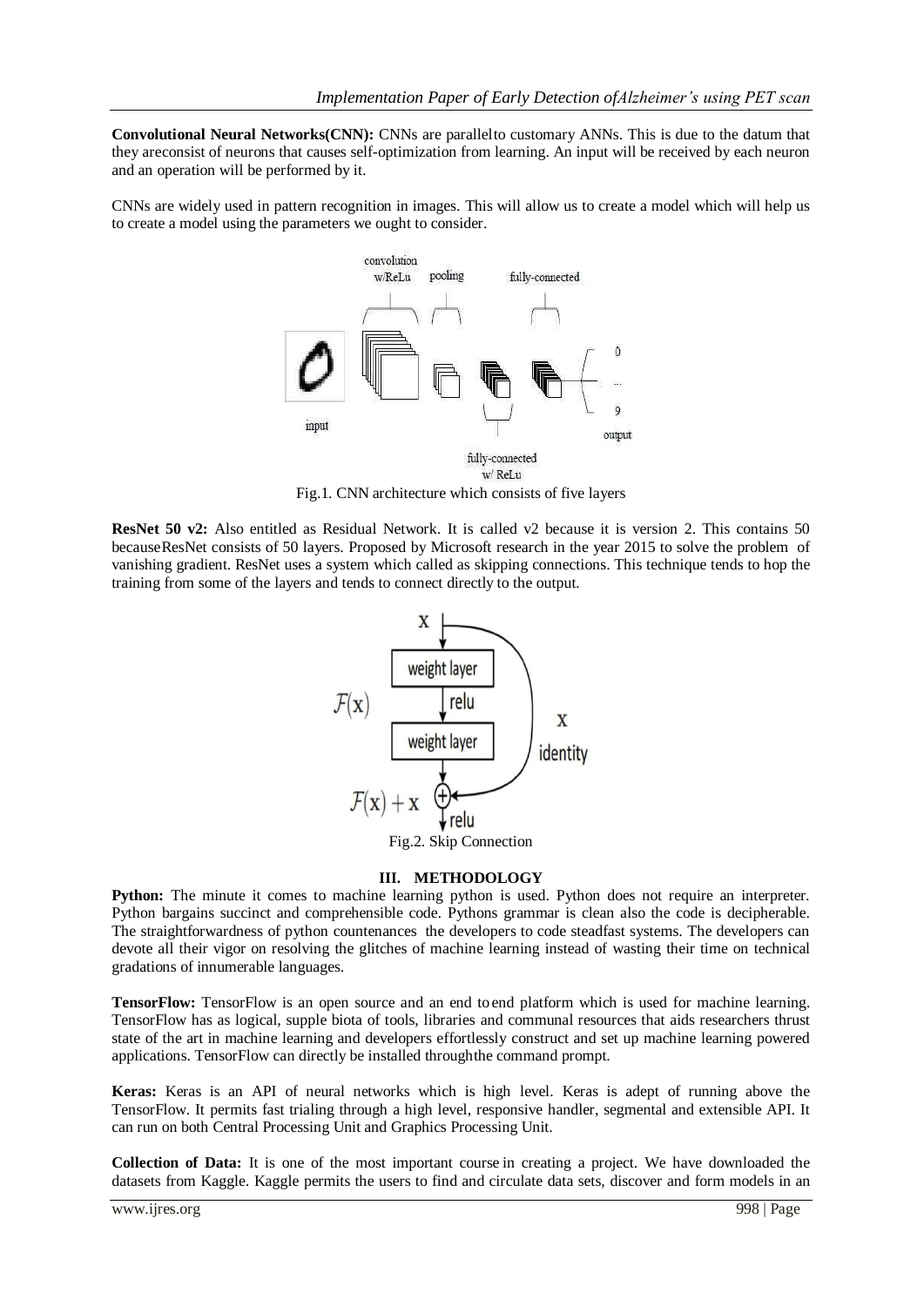**Convolutional Neural Networks(CNN):** CNNs are parallelto customary ANNs. This is due to the datum that they areconsist of neurons that causes self-optimization from learning. An input will be received by each neuron and an operation will be performed by it.

CNNs are widely used in pattern recognition in images. This will allow us to create a model which will help us to create a model using the parameters we ought to consider.

Fig.1. CNN architecture which consists of five layers

**ResNet 50 v2:** Also entitled as Residual Network. It is called v2 because it is version 2. This contains 50 becauseResNet consists of 50 layers. Proposed by Microsoft research in the year 2015 to solve the problem of vanishing gradient. ResNet uses a system which called as skipping connections. This technique tends to hop the training from some of the layers and tends to connect directly to the output.

Fig.2. Skip Connection

## III. METHODOLOGY

**Python:** The minute it comes to machine learning python is used. Python does not require an interpreter. Python bargains succinct and comprehensible code. Pythons grammar is clean also the code is decipherable. The straightforwardness of python countenances the developers to code steadfast systems. The developers can devote all their vigor on resolving the glitches of machine learning instead of wasting their time on technical gradations of innumerable languages.

**TensorFlow:** TensorFlow is an open source and an end toend platform which is used for machine learning. TensorFlow has as logical, supple biota of tools, libraries and communal resources that aids researchers thrust state of the art in machine learning and developers effortlessly construct and set up machine learning powered applications. TensorFlow can directly be installed throughthe command prompt.

**Keras:** Keras is an API of neural networks which is high level. Keras is adept of running above the TensorFlow. It permits fast trialing through a high level, responsive handler, segmental and extensible API. It can run on both Central Processing Unit and Graphics Processing Unit.

**Collection of Data:** It is one of the most important course in creating a project. We have downloaded the datasets from Kaggle. Kaggle permits the users to find and circulate data sets, discover and form models in an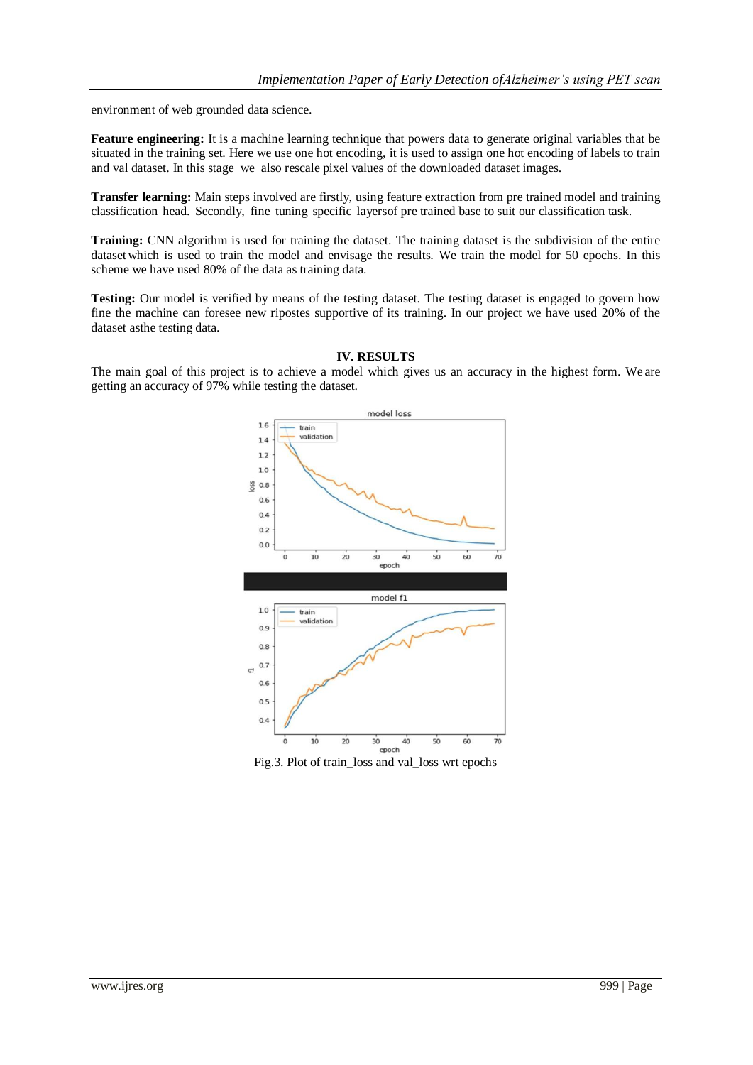environment of web grounded data science.

**Feature engineering:** It is a machine learning technique that powers data to generate original variables that be situated in the training set. Here we use one hot encoding, it is used to assign one hot encoding of labels to train and val dataset. In this stage we also rescale pixel values of the downloaded dataset images.

**Transfer learning:** Main steps involved are firstly, using feature extraction from pre trained model and training classification head. Secondly, fine tuning specific layersof pre trained base to suit our classification task.

**Training:** CNN algorithm is used for training the dataset. The training dataset is the subdivision of the entire dataset which is used to train the model and envisage the results. We train the model for 50 epochs. In this scheme we have used 80% of the data as training data.

**Testing:** Our model is verified by means of the testing dataset. The testing dataset is engaged to govern how fine the machine can foresee new ripostes supportive of its training. In our project we have used 20% of the dataset asthe testing data.

## IV. RESULTS

The main goal of this project is to achieve a model which gives us an accuracy in the highest form. We are getting an accuracy of 97% while testing the dataset.

Fig.3. Plot of train_loss and val_loss wrt epochs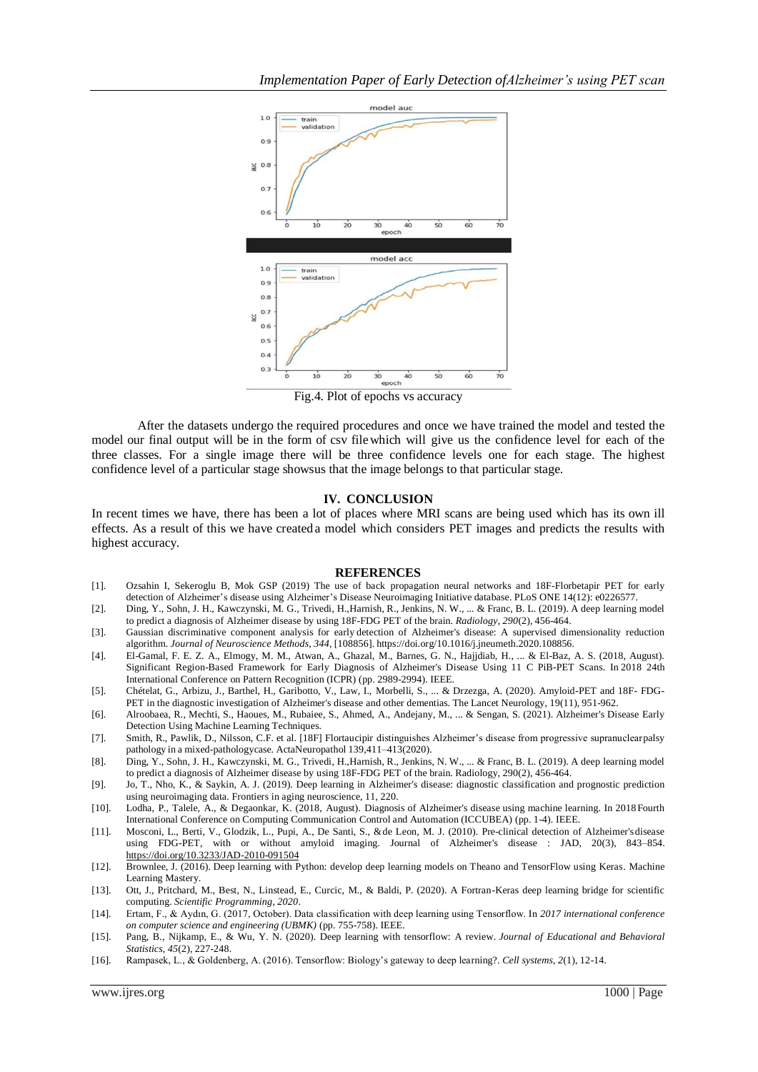Fig.4. Plot of epochs vs accuracy

After the datasets undergo the required procedures and once we have trained the model and tested the model our final output will be in the form of csv file which will give us the confidence level for each of the three classes. For a single image there will be three confidence levels one for each stage. The highest confidence level of a particular stage showsus that the image belongs to that particular stage.

## IV. CONCLUSION

In recent times we have, there has been a lot of places where MRI scans are being used which has its own ill effects. As a result of this we have created a model which considers PET images and predicts the results with highest accuracy.

## REFERENCES

[1]. Ozsahin I, Sekeroglu B, Mok GSP (2019) The use of back propagation neural networks and 18F-Florbetapir PET for early detection of Alzheimer's disease using Alzheimer's Disease Neuroimaging Initiative database. PLoS ONE 14(12): e0226577.

[2]. Ding, Y., Sohn, J. H., Kawczynski, M. G., Trivedi, H.,Harnish, R., Jenkins, N. W., ... & Franc, B. L. (2019). A deep learning model to predict a diagnosis of Alzheimer disease by using 18F-FDG PET of the brain. *Radiology*, *290*(2), 456-464.

[3]. Gaussian discriminative component analysis for early detection of Alzheimer's disease: A supervised dimensionality reduction algorithm. *Journal of Neuroscience Methods*, *344*, [108856]. https://doi.org/10.1016/j.jneumeth.2020.108856.

[4]. El-Gamal, F. E. Z. A., Elmogy, M. M., Atwan, A., Ghazal, M., Barnes, G. N., Hajjdiab, H., ... & El-Baz, A. S. (2018, August). Significant Region-Based Framework for Early Diagnosis of Alzheimer's Disease Using 11 C PiB-PET Scans. In 2018 24th International Conference on Pattern Recognition (ICPR) (pp. 2989-2994). IEEE.

[5]. Chételat, G., Arbizu, J., Barthel, H., Garibotto, V., Law, I., Morbelli, S., ... & Drzezga, A. (2020). Amyloid-PET and 18F- FDG-PET in the diagnostic investigation of Alzheimer's disease and other dementias. The Lancet Neurology, 19(11), 951-962.

[6]. Alroobaea, R., Mechti, S., Haoues, M., Rubaiee, S., Ahmed, A., Andejany, M., ... & Sengan, S. (2021). Alzheimer's Disease Early Detection Using Machine Learning Techniques.

[7]. Smith, R., Pawlik, D., Nilsson, C.F. et al. [18F] Flortaucipir distinguishes Alzheimer's disease from progressive supranuclearpalsy pathology in a mixed-pathologycase. ActaNeuropathol 139,411–413(2020).

[8]. Ding, Y., Sohn, J. H., Kawczynski, M. G., Trivedi, H.,Harnish, R., Jenkins, N. W., ... & Franc, B. L. (2019). A deep learning model to predict a diagnosis of Alzheimer disease by using 18F-FDG PET of the brain. Radiology, 290(2), 456-464.

[9]. Jo, T., Nho, K., & Saykin, A. J. (2019). Deep learning in Alzheimer's disease: diagnostic classification and prognostic prediction using neuroimaging data. Frontiers in aging neuroscience, 11, 220.

[10]. Lodha, P., Talele, A., & Degaonkar, K. (2018, August). Diagnosis of Alzheimer's disease using machine learning. In 2018 Fourth International Conference on Computing Communication Control and Automation (ICCUBEA) (pp. 1-4). IEEE.

[11]. Mosconi, L., Berti, V., Glodzik, L., Pupi, A., De Santi, S., &de Leon, M. J. (2010). Pre-clinical detection of Alzheimer's disease using FDG-PET, with or without amyloid imaging. Journal of Alzheimer's disease : JAD, 20(3), 843–854. https://doi.org/10.3233/JAD-2010-091504

[12]. Brownlee, J. (2016). Deep learning with Python: develop deep learning models on Theano and TensorFlow using Keras. Machine Learning Mastery.

[13]. Ott, J., Pritchard, M., Best, N., Linstead, E., Curcic, M., & Baldi, P. (2020). A Fortran-Keras deep learning bridge for scientific computing. *Scientific Programming*, *2020*.

[14]. Ertam, F., & Aydın, G. (2017, October). Data classification with deep learning using Tensorflow. In *2017 international conference on computer science and engineering (UBMK)* (pp. 755-758). IEEE.

[15]. Pang, B., Nijkamp, E., & Wu, Y. N. (2020). Deep learning with tensorflow: A review. *Journal of Educational and Behavioral Statistics*, *45*(2), 227-248.

[16]. Rampasek, L., & Goldenberg, A. (2016). Tensorflow: Biology's gateway to deep learning?. *Cell systems*, *2*(1), 12-14.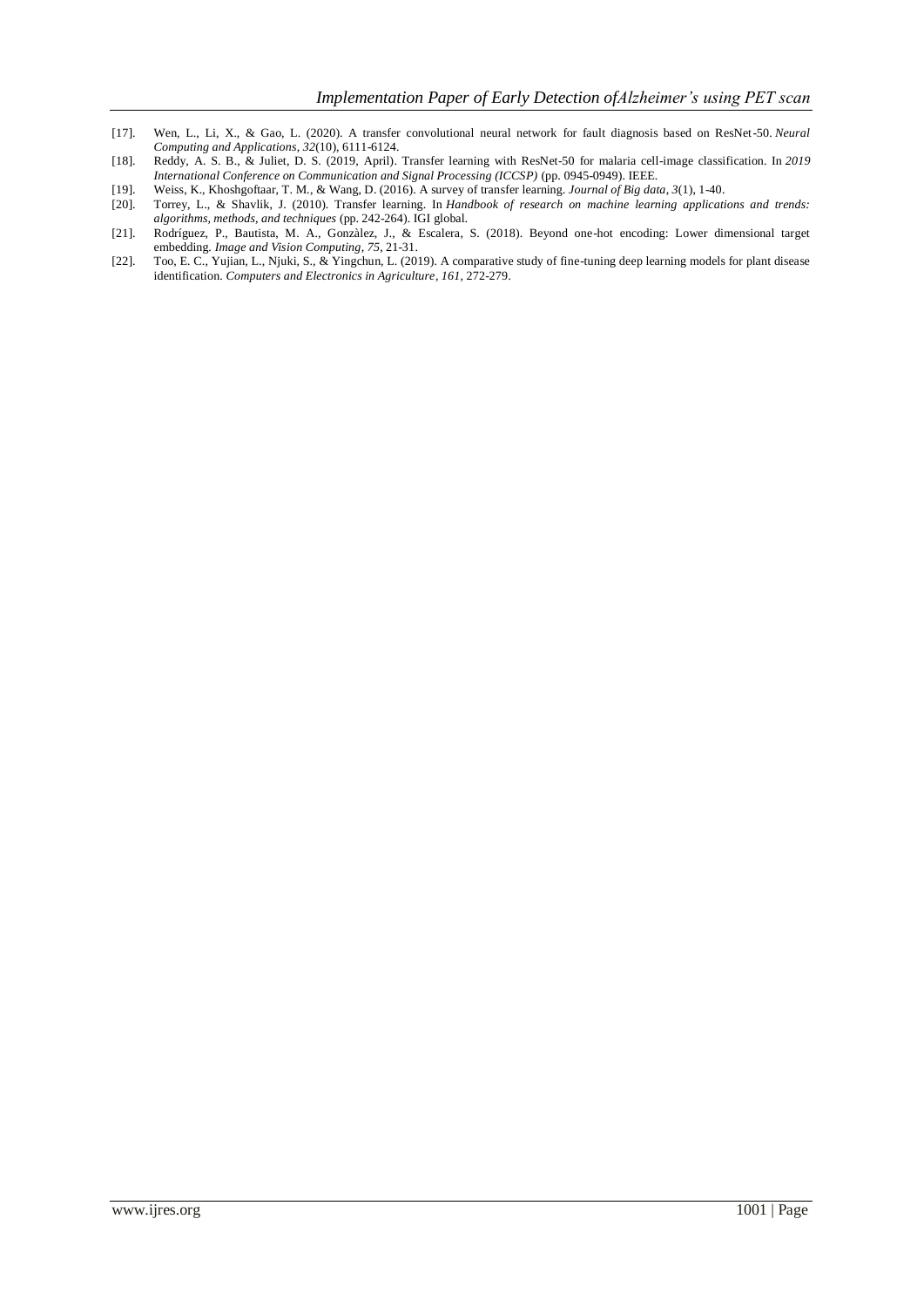[17]. Wen, L., Li, X., & Gao, L. (2020). A transfer convolutional neural network for fault diagnosis based on ResNet-50. *Neural Computing and Applications*, *32*(10), 6111-6124.

[18]. Reddy, A. S. B., & Juliet, D. S. (2019, April). Transfer learning with ResNet-50 for malaria cell-image classification. In *2019 International Conference on Communication and Signal Processing (ICCSP)* (pp. 0945-0949). IEEE.

[19]. Weiss, K., Khoshgoftaar, T. M., & Wang, D. (2016). A survey of transfer learning. *Journal of Big data*, *3*(1), 1-40.

[20]. Torrey, L., & Shavlik, J. (2010). Transfer learning. In *Handbook of research on machine learning applications and trends: algorithms, methods, and techniques* (pp. 242-264). IGI global.

[21]. Rodríguez, P., Bautista, M. A., Gonzàlez, J., & Escalera, S. (2018). Beyond one-hot encoding: Lower dimensional target embedding. *Image and Vision Computing*, *75*, 21-31.

[22]. Too, E. C., Yujian, L., Njuki, S., & Yingchun, L. (2019). A comparative study of fine-tuning deep learning models for plant disease identification. *Computers and Electronics in Agriculture*, *161*, 272-279.